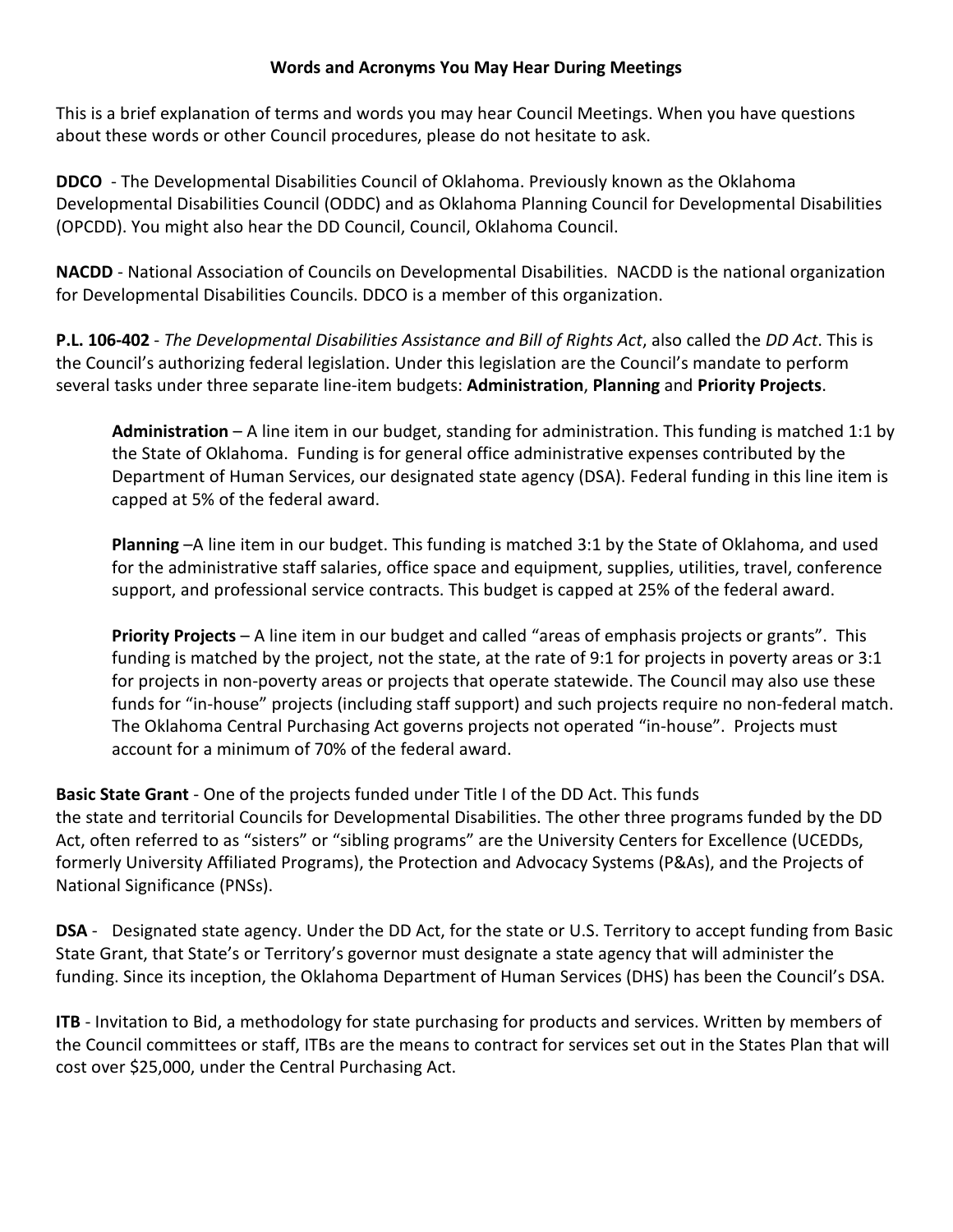# Words and Acronyms You May Hear During Meetings

This is a brief explanation of terms and words you may hear Council Meetings. When you have questions about these words or other Council procedures, please do not hesitate to ask.

**DDCO** - The Developmental Disabilities Council of Oklahoma. Previously known as the Oklahoma Developmental Disabilities Council (ODDC) and as Oklahoma Planning Council for Developmental Disabilities (OPCDD). You might also hear the DD Council, Council, Oklahoma Council.

**NACDD** - National Association of Councils on Developmental Disabilities. NACDD is the national organization for Developmental Disabilities Councils. DDCO is a member of this organization.

**P.L. 106-402** - *The Developmental Disabilities Assistance and Bill of Rights Act*, also called the *DD Act*. This is the Council's authorizing federal legislation. Under this legislation are the Council's mandate to perform several tasks under three separate line-item budgets: **Administration**, **Planning** and **Priority Projects**.

> **Administration** – A line item in our budget, standing for administration. This funding is matched 1:1 by the State of Oklahoma. Funding is for general office administrative expenses contributed by the Department of Human Services, our designated state agency (DSA). Federal funding in this line item is capped at 5% of the federal award.
>
> **Planning** –A line item in our budget. This funding is matched 3:1 by the State of Oklahoma, and used for the administrative staff salaries, office space and equipment, supplies, utilities, travel, conference support, and professional service contracts. This budget is capped at 25% of the federal award.
>
> **Priority Projects** – A line item in our budget and called "areas of emphasis projects or grants". This funding is matched by the project, not the state, at the rate of 9:1 for projects in poverty areas or 3:1 for projects in non-poverty areas or projects that operate statewide. The Council may also use these funds for "in-house" projects (including staff support) and such projects require no non-federal match. The Oklahoma Central Purchasing Act governs projects not operated "in-house". Projects must account for a minimum of 70% of the federal award.

**Basic State Grant** - One of the projects funded under Title I of the DD Act. This funds the state and territorial Councils for Developmental Disabilities. The other three programs funded by the DD Act, often referred to as "sisters" or "sibling programs" are the University Centers for Excellence (UCEDDs, formerly University Affiliated Programs), the Protection and Advocacy Systems (P&As), and the Projects of National Significance (PNSs).

**DSA** - Designated state agency. Under the DD Act, for the state or U.S. Territory to accept funding from Basic State Grant, that State's or Territory's governor must designate a state agency that will administer the funding. Since its inception, the Oklahoma Department of Human Services (DHS) has been the Council's DSA.

**ITB** - Invitation to Bid, a methodology for state purchasing for products and services. Written by members of the Council committees or staff, ITBs are the means to contract for services set out in the States Plan that will cost over $25,000, under the Central Purchasing Act.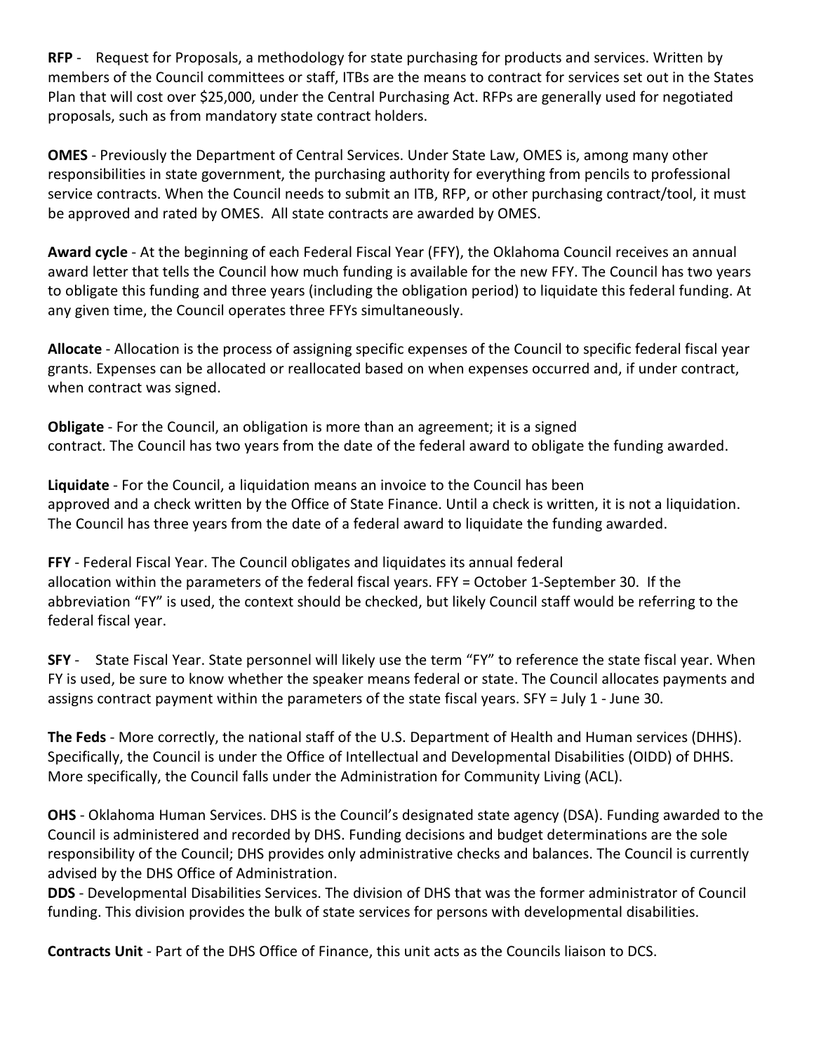**RFP** - Request for Proposals, a methodology for state purchasing for products and services. Written by members of the Council committees or staff, ITBs are the means to contract for services set out in the States Plan that will cost over $25,000, under the Central Purchasing Act. RFPs are generally used for negotiated proposals, such as from mandatory state contract holders.

**OMES** - Previously the Department of Central Services. Under State Law, OMES is, among many other responsibilities in state government, the purchasing authority for everything from pencils to professional service contracts. When the Council needs to submit an ITB, RFP, or other purchasing contract/tool, it must be approved and rated by OMES. All state contracts are awarded by OMES.

**Award cycle** - At the beginning of each Federal Fiscal Year (FFY), the Oklahoma Council receives an annual award letter that tells the Council how much funding is available for the new FFY. The Council has two years to obligate this funding and three years (including the obligation period) to liquidate this federal funding. At any given time, the Council operates three FFYs simultaneously.

**Allocate** - Allocation is the process of assigning specific expenses of the Council to specific federal fiscal year grants. Expenses can be allocated or reallocated based on when expenses occurred and, if under contract, when contract was signed.

**Obligate** - For the Council, an obligation is more than an agreement; it is a signed contract. The Council has two years from the date of the federal award to obligate the funding awarded.

**Liquidate** - For the Council, a liquidation means an invoice to the Council has been approved and a check written by the Office of State Finance. Until a check is written, it is not a liquidation. The Council has three years from the date of a federal award to liquidate the funding awarded.

**FFY** - Federal Fiscal Year. The Council obligates and liquidates its annual federal allocation within the parameters of the federal fiscal years. FFY = October 1-September 30. If the abbreviation "FY" is used, the context should be checked, but likely Council staff would be referring to the federal fiscal year.

**SFY** - State Fiscal Year. State personnel will likely use the term "FY" to reference the state fiscal year. When FY is used, be sure to know whether the speaker means federal or state. The Council allocates payments and assigns contract payment within the parameters of the state fiscal years. SFY = July 1 - June 30.

**The Feds** - More correctly, the national staff of the U.S. Department of Health and Human services (DHHS). Specifically, the Council is under the Office of Intellectual and Developmental Disabilities (OIDD) of DHHS. More specifically, the Council falls under the Administration for Community Living (ACL).

**OHS** - Oklahoma Human Services. DHS is the Council's designated state agency (DSA). Funding awarded to the Council is administered and recorded by DHS. Funding decisions and budget determinations are the sole responsibility of the Council; DHS provides only administrative checks and balances. The Council is currently advised by the DHS Office of Administration.

**DDS** - Developmental Disabilities Services. The division of DHS that was the former administrator of Council funding. This division provides the bulk of state services for persons with developmental disabilities.

**Contracts Unit** - Part of the DHS Office of Finance, this unit acts as the Councils liaison to DCS.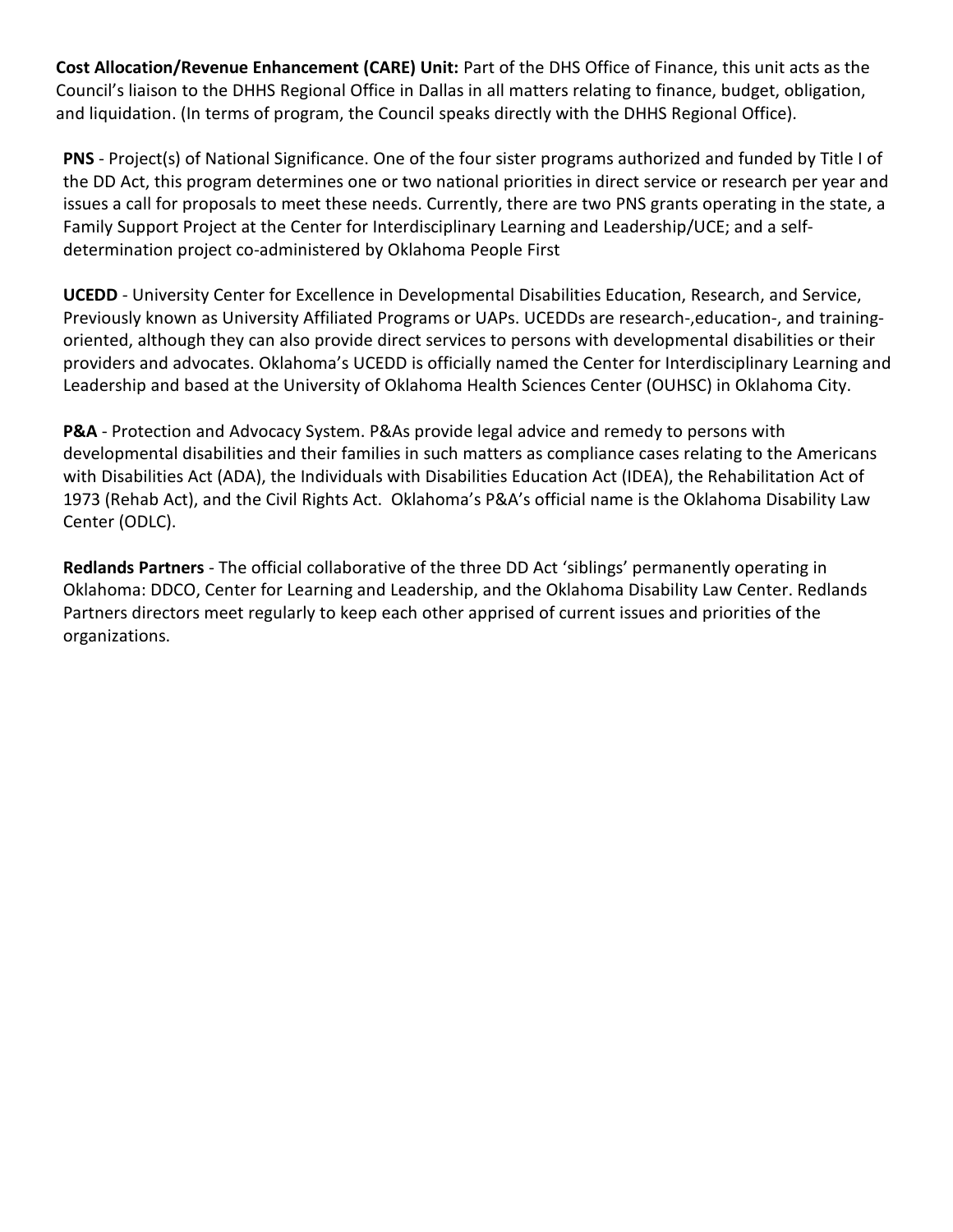**Cost Allocation/Revenue Enhancement (CARE) Unit:** Part of the DHS Office of Finance, this unit acts as the Council's liaison to the DHHS Regional Office in Dallas in all matters relating to finance, budget, obligation, and liquidation. (In terms of program, the Council speaks directly with the DHHS Regional Office).

**PNS** - Project(s) of National Significance. One of the four sister programs authorized and funded by Title I of the DD Act, this program determines one or two national priorities in direct service or research per year and issues a call for proposals to meet these needs. Currently, there are two PNS grants operating in the state, a Family Support Project at the Center for Interdisciplinary Learning and Leadership/UCE; and a self-determination project co-administered by Oklahoma People First

**UCEDD** - University Center for Excellence in Developmental Disabilities Education, Research, and Service, Previously known as University Affiliated Programs or UAPs. UCEDDs are research-,education-, and training-oriented, although they can also provide direct services to persons with developmental disabilities or their providers and advocates. Oklahoma's UCEDD is officially named the Center for Interdisciplinary Learning and Leadership and based at the University of Oklahoma Health Sciences Center (OUHSC) in Oklahoma City.

**P&A** - Protection and Advocacy System. P&As provide legal advice and remedy to persons with developmental disabilities and their families in such matters as compliance cases relating to the Americans with Disabilities Act (ADA), the Individuals with Disabilities Education Act (IDEA), the Rehabilitation Act of 1973 (Rehab Act), and the Civil Rights Act. Oklahoma's P&A's official name is the Oklahoma Disability Law Center (ODLC).

**Redlands Partners** - The official collaborative of the three DD Act 'siblings' permanently operating in Oklahoma: DDCO, Center for Learning and Leadership, and the Oklahoma Disability Law Center. Redlands Partners directors meet regularly to keep each other apprised of current issues and priorities of the organizations.